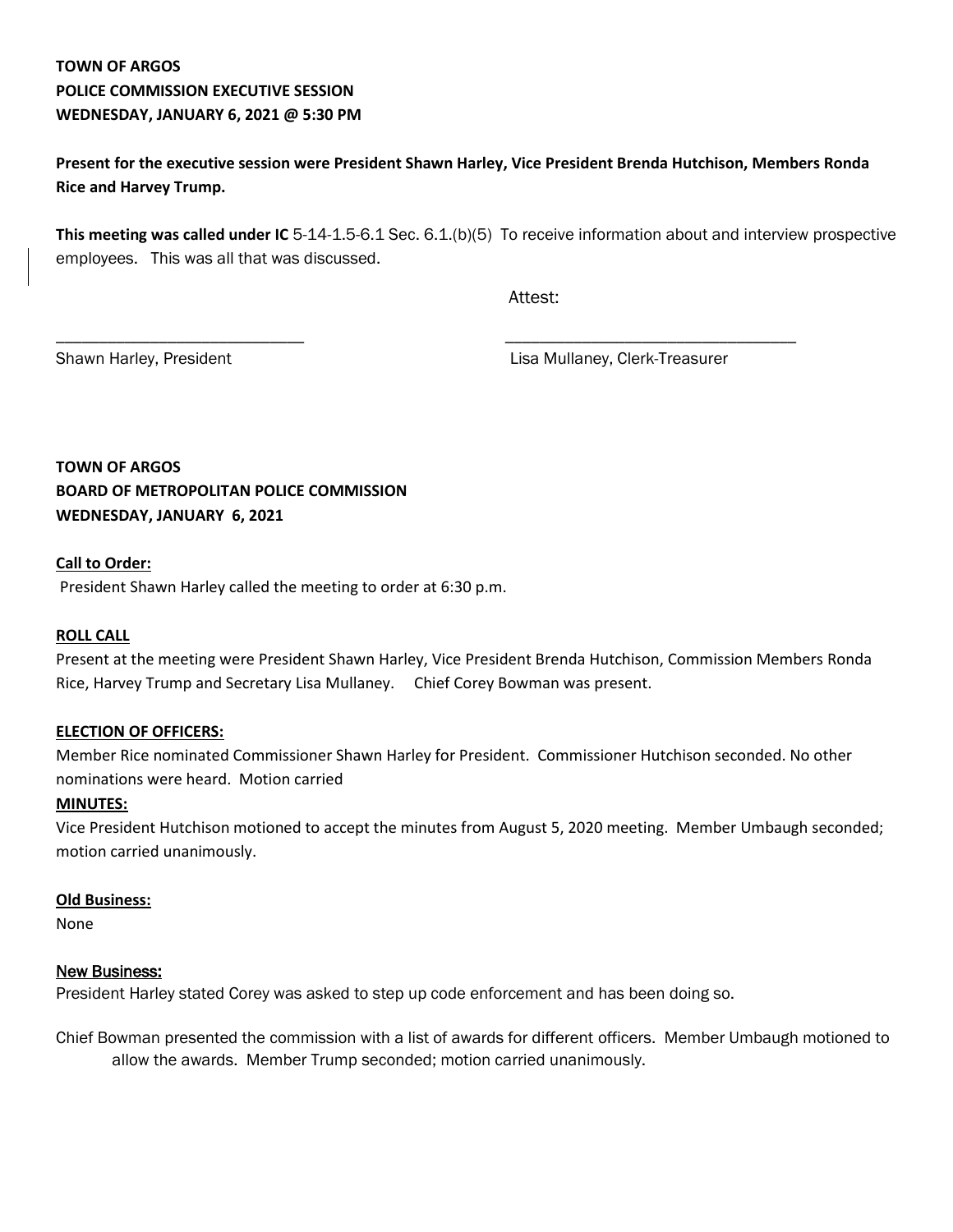**TOWN OF ARGOS**
**POLICE COMMISSION EXECUTIVE SESSION**
**WEDNESDAY, JANUARY 6, 2021 @ 5:30 PM**

**Present for the executive session were President Shawn Harley, Vice President Brenda Hutchison, Members Ronda Rice and Harvey Trump.**

**This meeting was called under IC** 5-14-1.5-6.1 Sec. 6.1.(b)(5) To receive information about and interview prospective employees. This was all that was discussed.

Attest:

_____________________________ _________________________________

Shawn Harley, President Lisa Mullaney, Clerk-Treasurer

**TOWN OF ARGOS**
**BOARD OF METROPOLITAN POLICE COMMISSION**
**WEDNESDAY, JANUARY 6, 2021**

**Call to Order:**

President Shawn Harley called the meeting to order at 6:30 p.m.

**ROLL CALL**

Present at the meeting were President Shawn Harley, Vice President Brenda Hutchison, Commission Members Ronda Rice, Harvey Trump and Secretary Lisa Mullaney. Chief Corey Bowman was present.

**ELECTION OF OFFICERS:**

Member Rice nominated Commissioner Shawn Harley for President. Commissioner Hutchison seconded. No other nominations were heard. Motion carried

**MINUTES:**

Vice President Hutchison motioned to accept the minutes from August 5, 2020 meeting. Member Umbaugh seconded; motion carried unanimously.

**Old Business:**

None

**New Business:**

President Harley stated Corey was asked to step up code enforcement and has been doing so.

Chief Bowman presented the commission with a list of awards for different officers. Member Umbaugh motioned to allow the awards. Member Trump seconded; motion carried unanimously.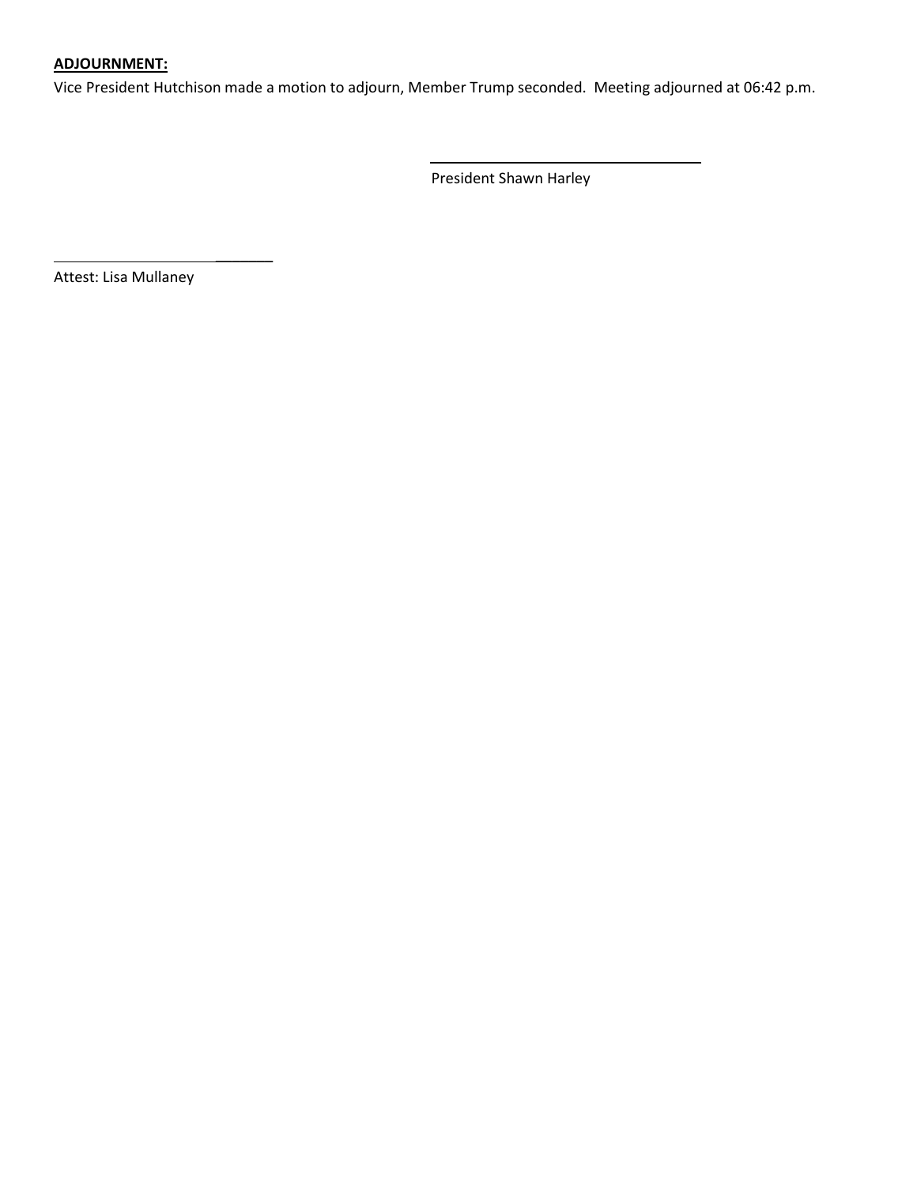**ADJOURNMENT:**

Vice President Hutchison made a motion to adjourn, Member Trump seconded. Meeting adjourned at 06:42 p.m.

President Shawn Harley

Attest: Lisa Mullaney